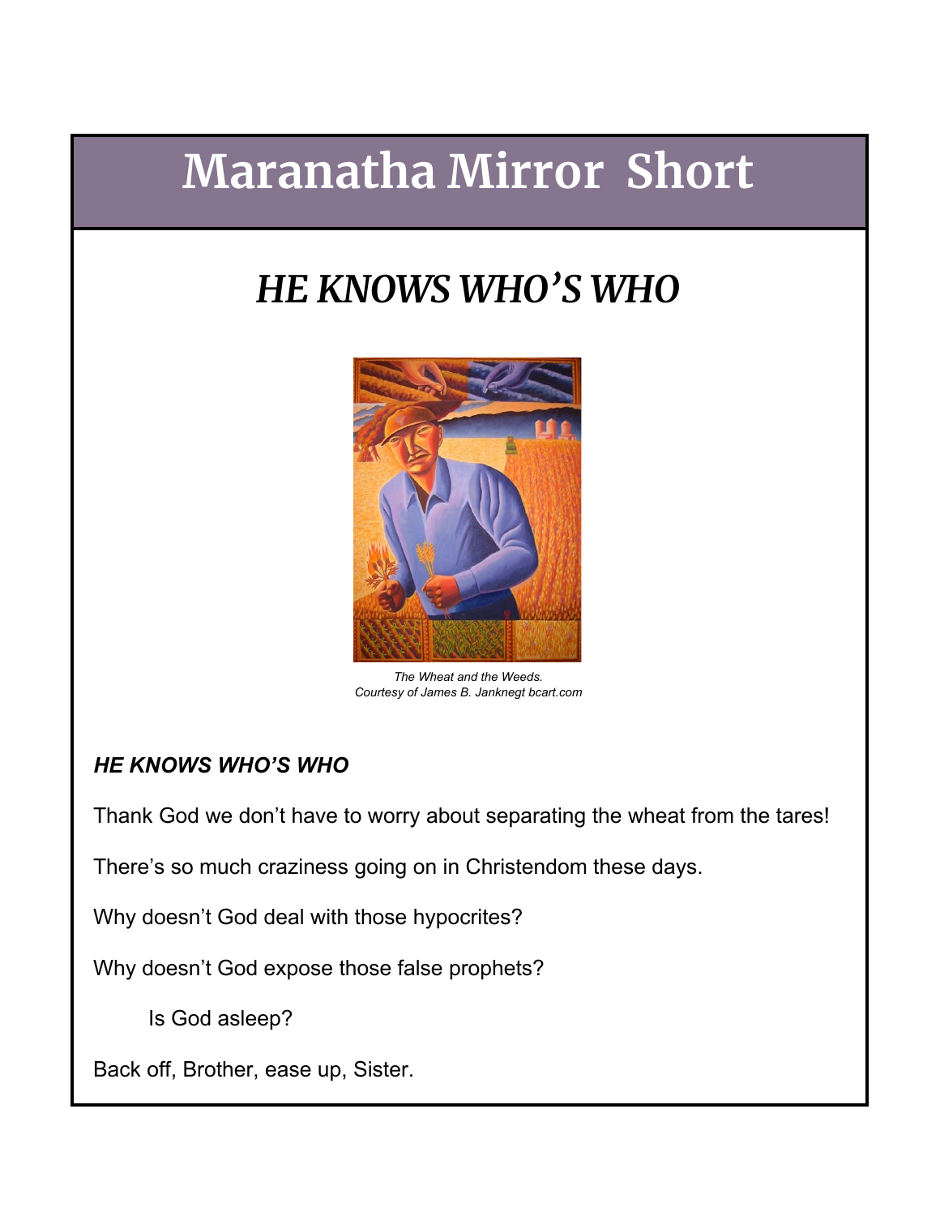# Maranatha Mirror Short

## *HE KNOWS WHO'S WHO*

*The Wheat and the Weeds.*
*Courtesy of James B. Janknegt bcart.com*

***HE KNOWS WHO'S WHO***

Thank God we don't have to worry about separating the wheat from the tares!

There's so much craziness going on in Christendom these days.

Why doesn't God deal with those hypocrites?

Why doesn't God expose those false prophets?

Is God asleep?

Back off, Brother, ease up, Sister.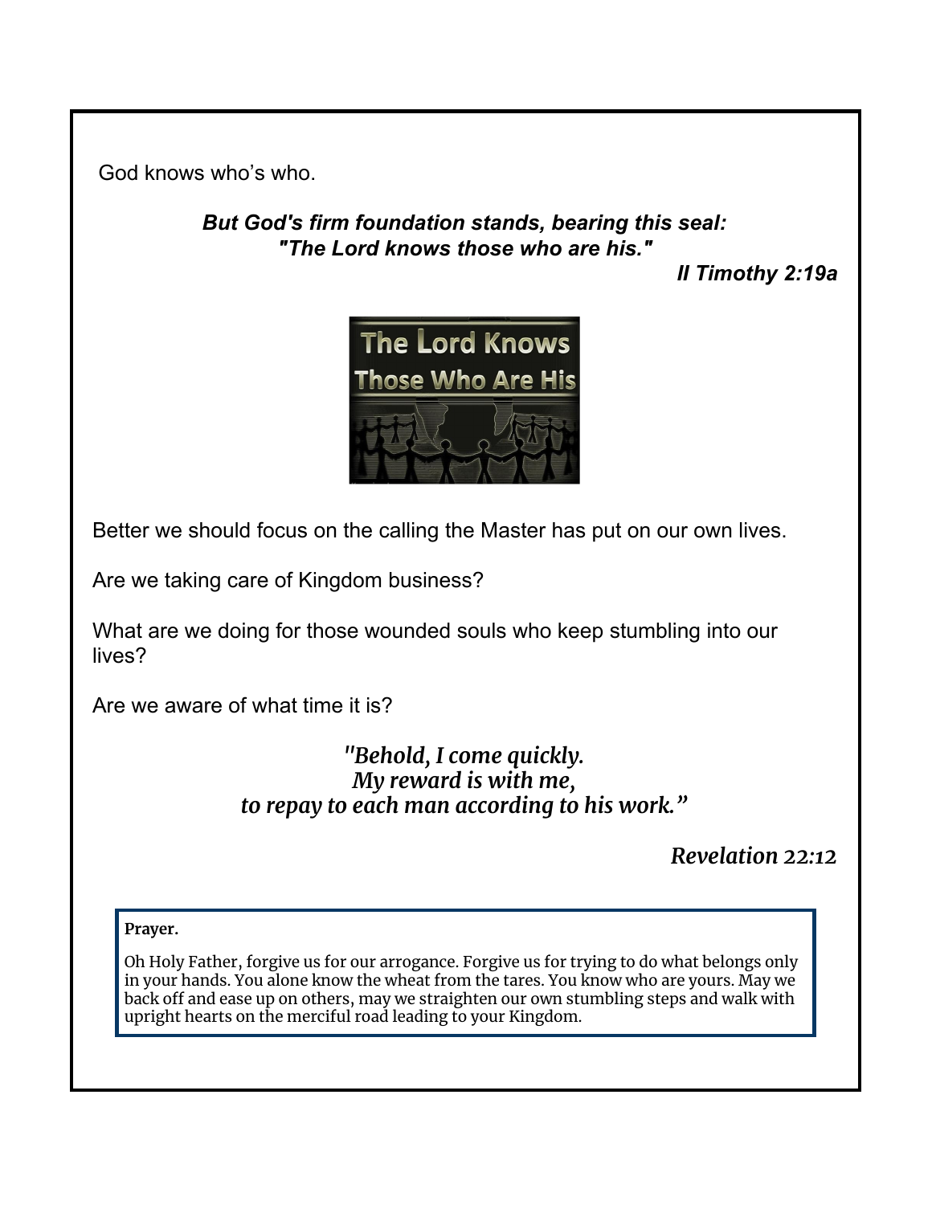God knows who's who.

***But God's firm foundation stands, bearing this seal:
"The Lord knows those who are his."***

***II Timothy 2:19a***

Better we should focus on the calling the Master has put on our own lives.

Are we taking care of Kingdom business?

What are we doing for those wounded souls who keep stumbling into our lives?

Are we aware of what time it is?

*"Behold, I come quickly.
My reward is with me,
to repay to each man according to his work."*

*Revelation 22:12*

**Prayer.**

Oh Holy Father, forgive us for our arrogance. Forgive us for trying to do what belongs only in your hands. You alone know the wheat from the tares. You know who are yours. May we back off and ease up on others, may we straighten our own stumbling steps and walk with upright hearts on the merciful road leading to your Kingdom.